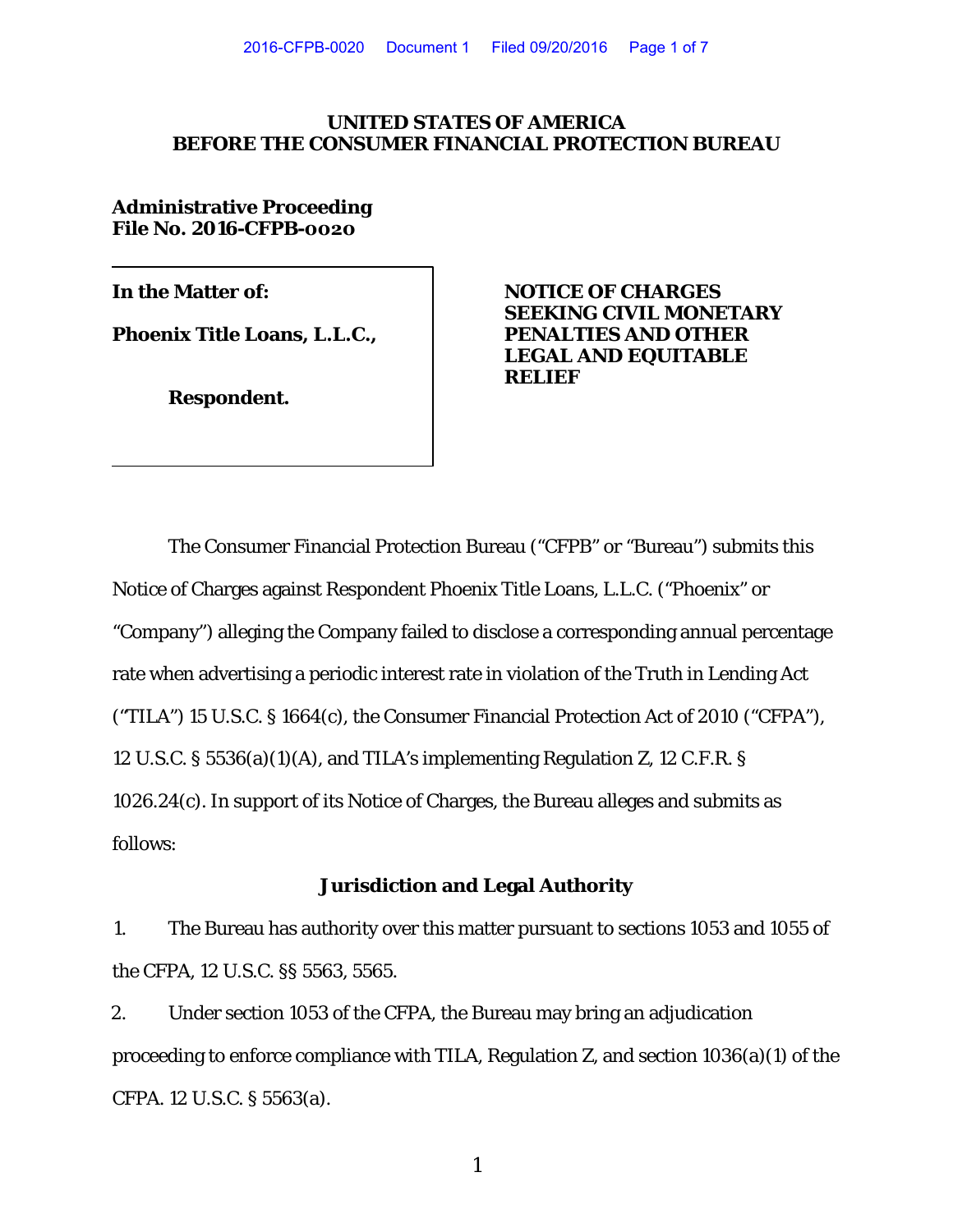**UNITED STATES OF AMERICA**
**BEFORE THE CONSUMER FINANCIAL PROTECTION BUREAU**

**Administrative Proceeding**
**File No. 2016-CFPB-0020**

| **In the Matter of:**<br><br>**Phoenix Title Loans, L.L.C.,**<br><br>**Respondent.** | **NOTICE OF CHARGES SEEKING CIVIL MONETARY PENALTIES AND OTHER LEGAL AND EQUITABLE RELIEF** |
|---|---|

The Consumer Financial Protection Bureau ("CFPB" or "Bureau") submits this Notice of Charges against Respondent Phoenix Title Loans, L.L.C. ("Phoenix" or "Company") alleging the Company failed to disclose a corresponding annual percentage rate when advertising a periodic interest rate in violation of the Truth in Lending Act ("TILA") 15 U.S.C. § 1664(c), the Consumer Financial Protection Act of 2010 ("CFPA"), 12 U.S.C. § 5536(a)(1)(A), and TILA's implementing Regulation Z, 12 C.F.R. § 1026.24(c). In support of its Notice of Charges, the Bureau alleges and submits as follows:

## Jurisdiction and Legal Authority

1. The Bureau has authority over this matter pursuant to sections 1053 and 1055 of the CFPA, 12 U.S.C. §§ 5563, 5565.

2. Under section 1053 of the CFPA, the Bureau may bring an adjudication proceeding to enforce compliance with TILA, Regulation Z, and section 1036(a)(1) of the CFPA. 12 U.S.C. § 5563(a).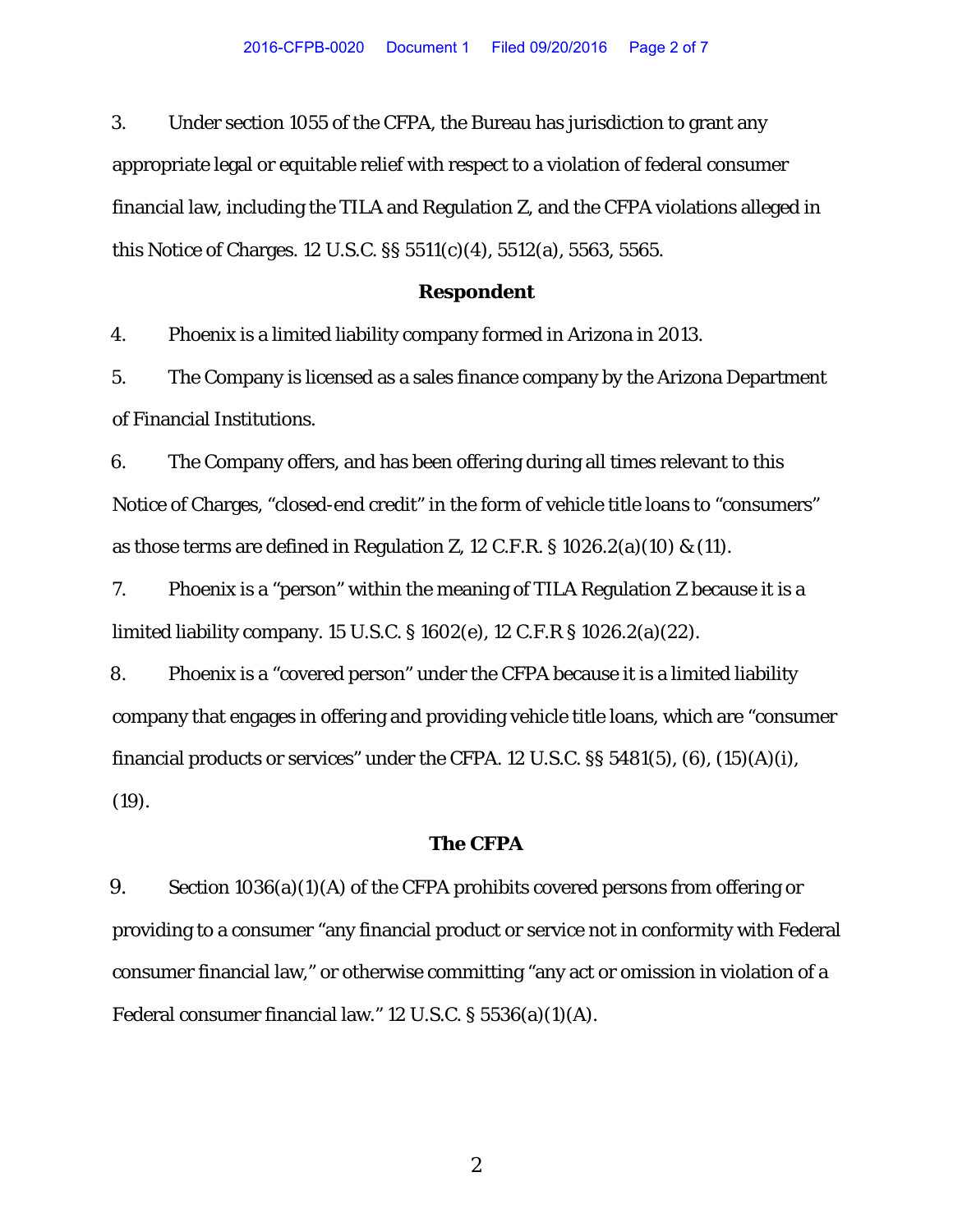3. Under section 1055 of the CFPA, the Bureau has jurisdiction to grant any appropriate legal or equitable relief with respect to a violation of federal consumer financial law, including the TILA and Regulation Z, and the CFPA violations alleged in this Notice of Charges. 12 U.S.C. §§ 5511(c)(4), 5512(a), 5563, 5565.

**Respondent**

4. Phoenix is a limited liability company formed in Arizona in 2013.

5. The Company is licensed as a sales finance company by the Arizona Department of Financial Institutions.

6. The Company offers, and has been offering during all times relevant to this Notice of Charges, "closed-end credit" in the form of vehicle title loans to "consumers" as those terms are defined in Regulation Z, 12 C.F.R. § 1026.2(a)(10) & (11).

7. Phoenix is a "person" within the meaning of TILA Regulation Z because it is a limited liability company. 15 U.S.C. § 1602(e), 12 C.F.R § 1026.2(a)(22).

8. Phoenix is a "covered person" under the CFPA because it is a limited liability company that engages in offering and providing vehicle title loans, which are "consumer financial products or services" under the CFPA. 12 U.S.C. §§ 5481(5), (6), (15)(A)(i), (19).

**The CFPA**

9. Section 1036(a)(1)(A) of the CFPA prohibits covered persons from offering or providing to a consumer "any financial product or service not in conformity with Federal consumer financial law," or otherwise committing "any act or omission in violation of a Federal consumer financial law." 12 U.S.C. § 5536(a)(1)(A).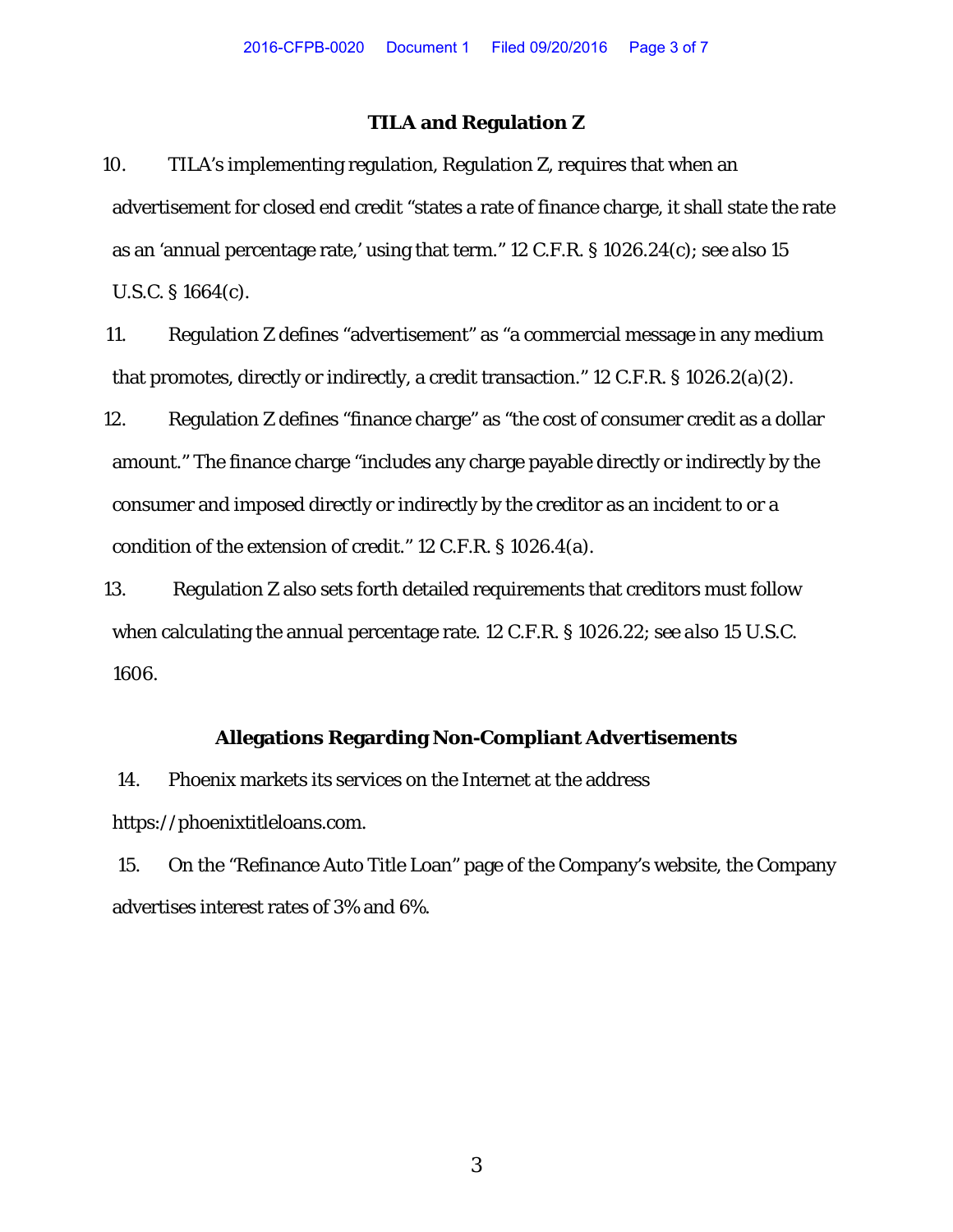## TILA and Regulation Z

10. TILA's implementing regulation, Regulation Z, requires that when an advertisement for closed end credit "states a rate of finance charge, it shall state the rate as an 'annual percentage rate,' using that term." 12 C.F.R. § 1026.24(c); *see also* 15 U.S.C. § 1664(c).

11. Regulation Z defines "advertisement" as "a commercial message in any medium that promotes, directly or indirectly, a credit transaction." 12 C.F.R. § 1026.2(a)(2).

12. Regulation Z defines "finance charge" as "the cost of consumer credit as a dollar amount." The finance charge "includes any charge payable directly or indirectly by the consumer and imposed directly or indirectly by the creditor as an incident to or a condition of the extension of credit." 12 C.F.R. § 1026.4(a).

13. Regulation Z also sets forth detailed requirements that creditors must follow when calculating the annual percentage rate. 12 C.F.R. § 1026.22; *see also* 15 U.S.C. 1606.

## Allegations Regarding Non-Compliant Advertisements

14. Phoenix markets its services on the Internet at the address https://phoenixtitleloans.com.

15. On the "Refinance Auto Title Loan" page of the Company's website, the Company advertises interest rates of 3% and 6%.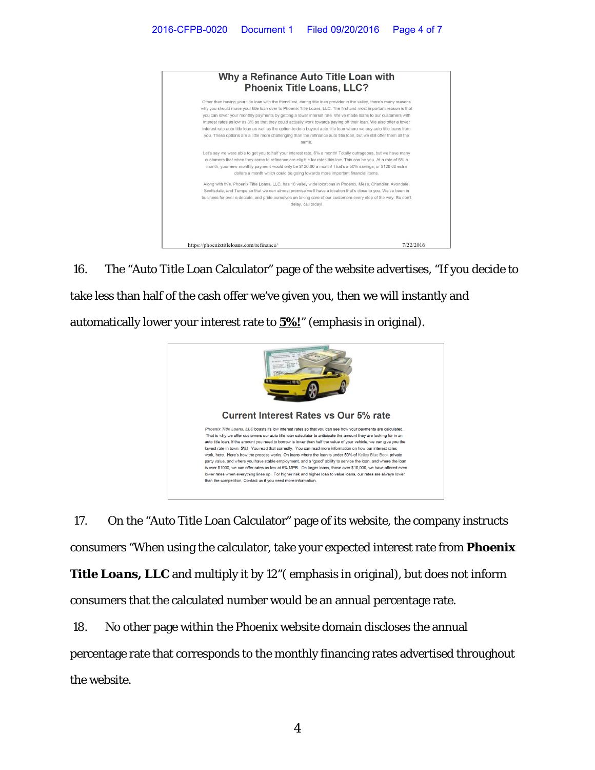### Why a Refinance Auto Title Loan with Phoenix Title Loans, LLC?

Other than having your title loan with the friendliest, caring title loan provider in the valley, there's many reasons why you should move your title loan over to Phoenix Title Loans, LLC. The first and most important reason is that you can lower your monthly payments by getting a lower interest rate. We've made loans to our customers with interest rates as low as 3% so that they could actually work towards paying off their loan. We also offer a lower interest rate auto title loan as well as the option to do a buyout auto title loan where we buy auto title loans from you. These options are a little more challenging than the refinance auto title loan, but we still offer them all the same.

Let's say we were able to get you to half your interest rate, 6% a month! Totally outrageous, but we have many customers that when they come to refinance are eligible for rates this low. This can be you. At a rate of 6% a month, your new monthly payment would only be $120.00 a month! That's a 50% savings, or $120.00 extra dollars a month which could be going towards more important financial items.

Along with this, Phoenix Title Loans, LLC, has 10 valley wide locations in Phoenix, Mesa, Chandler, Avondale, Scottsdale, and Tempe so that we can almost promise we'll have a location that's close to you. We've been in business for over a decade, and pride ourselves on taking care of our customers every step of the way. So don't delay, call today!

https://phoenixtitleloans.com/refinance/ 7/22/2016

16. The "Auto Title Loan Calculator" page of the website advertises, "If you decide to take less than half of the cash offer we've given you, then we will instantly and automatically lower your interest rate to **5%!**" (emphasis in original).

### Current Interest Rates vs Our 5% rate

*Phoenix Title Loans, LLC* boasts its low interest rates so that you can see how your payments are calculated. That is why we offer customers our auto title loan calculator to anticipate the amount they are looking for in an auto title loan. If the amount you need to borrow is lower than half the value of your vehicle, we can give you the lowest rate in town: 5%! You read that correctly. You can read more information on how our interest rates work, here. Here's how the process works. On loans where the loan is under 50% of Kelley Blue Book private party value, and where you have stable employment, and a "good" ability to service the loan, and where the loan is over $1000, we can offer rates as low at 5% MPR. On larger loans, those over $10,000, we have offered even lower rates when everything lines up. For higher risk and higher loan to value loans, our rates are always lower than the competition. Contact us if you need more information.

17. On the "Auto Title Loan Calculator" page of its website, the company instructs consumers "When using the calculator, take your expected interest rate from **Phoenix Title Loans, LLC** and multiply it by 12"( emphasis in original), but does not inform consumers that the calculated number would be an annual percentage rate.

18. No other page within the Phoenix website domain discloses the annual percentage rate that corresponds to the monthly financing rates advertised throughout the website.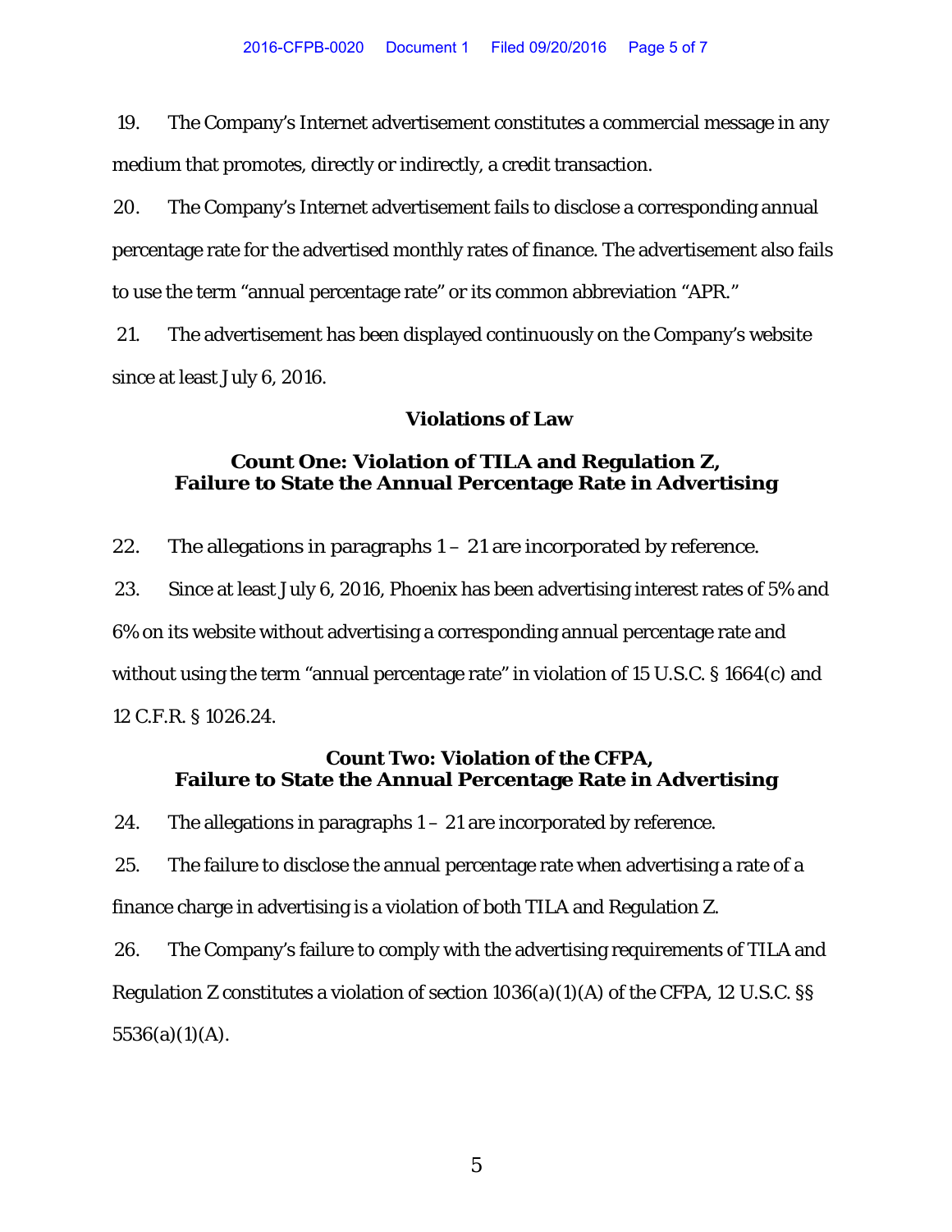19. The Company's Internet advertisement constitutes a commercial message in any medium that promotes, directly or indirectly, a credit transaction.

20. The Company's Internet advertisement fails to disclose a corresponding annual percentage rate for the advertised monthly rates of finance. The advertisement also fails to use the term "annual percentage rate" or its common abbreviation "APR."

21. The advertisement has been displayed continuously on the Company's website since at least July 6, 2016.

## Violations of Law

### Count One: Violation of TILA and Regulation Z, Failure to State the Annual Percentage Rate in Advertising

22. The allegations in paragraphs 1 – 21 are incorporated by reference.

23. Since at least July 6, 2016, Phoenix has been advertising interest rates of 5% and 6% on its website without advertising a corresponding annual percentage rate and without using the term "annual percentage rate" in violation of 15 U.S.C. § 1664(c) and 12 C.F.R. § 1026.24.

### Count Two: Violation of the CFPA, Failure to State the Annual Percentage Rate in Advertising

24. The allegations in paragraphs 1 – 21 are incorporated by reference.

25. The failure to disclose the annual percentage rate when advertising a rate of a finance charge in advertising is a violation of both TILA and Regulation Z.

26. The Company's failure to comply with the advertising requirements of TILA and Regulation Z constitutes a violation of section 1036(a)(1)(A) of the CFPA, 12 U.S.C. §§ 5536(a)(1)(A).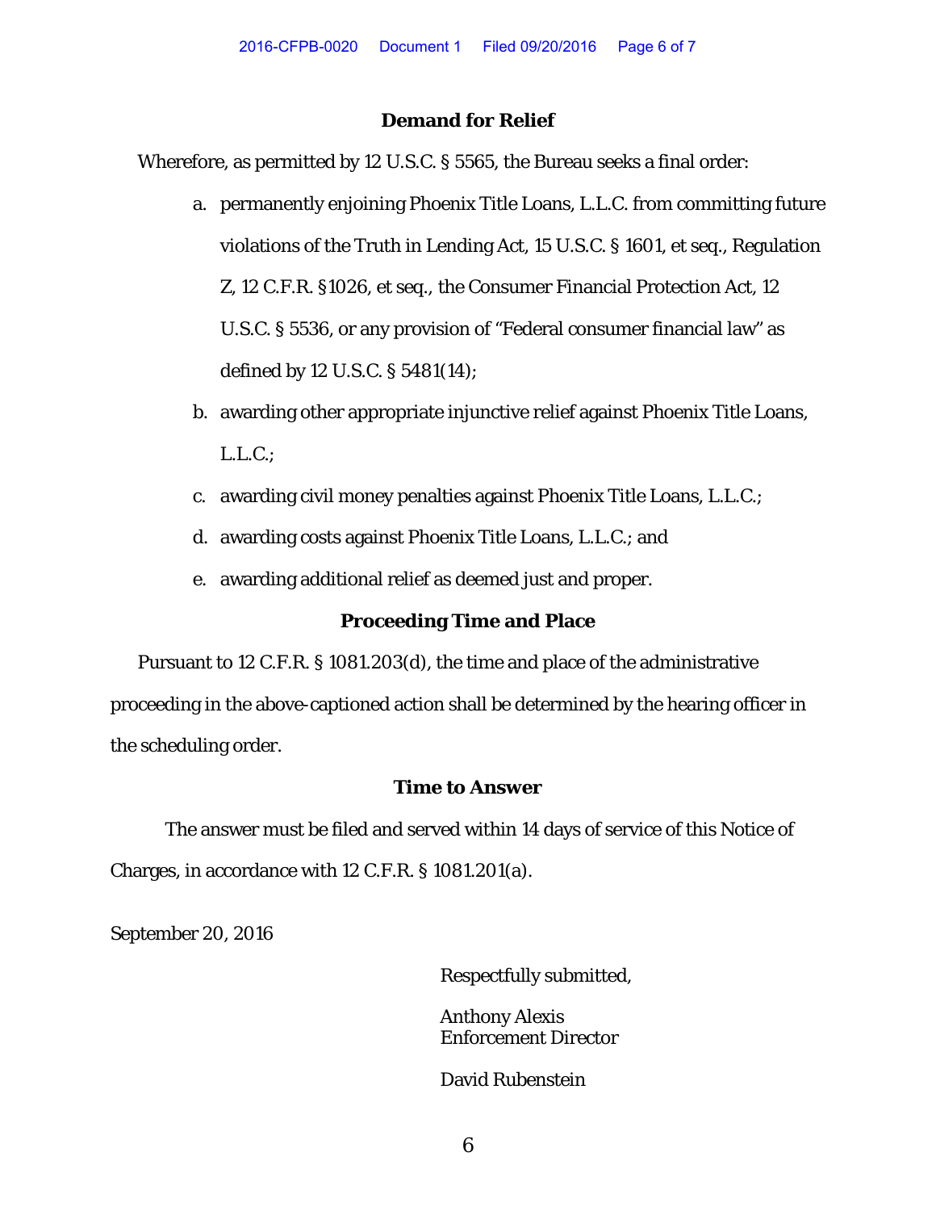### Demand for Relief

Wherefore, as permitted by 12 U.S.C. § 5565, the Bureau seeks a final order:

a. permanently enjoining Phoenix Title Loans, L.L.C. from committing future violations of the Truth in Lending Act, 15 U.S.C. § 1601, et seq., Regulation Z, 12 C.F.R. §1026, et seq., the Consumer Financial Protection Act, 12 U.S.C. § 5536, or any provision of "Federal consumer financial law" as defined by 12 U.S.C. § 5481(14);

b. awarding other appropriate injunctive relief against Phoenix Title Loans, L.L.C.;

c. awarding civil money penalties against Phoenix Title Loans, L.L.C.;

d. awarding costs against Phoenix Title Loans, L.L.C.; and

e. awarding additional relief as deemed just and proper.

### Proceeding Time and Place

Pursuant to 12 C.F.R. § 1081.203(d), the time and place of the administrative proceeding in the above-captioned action shall be determined by the hearing officer in the scheduling order.

### Time to Answer

The answer must be filed and served within 14 days of service of this Notice of Charges, in accordance with 12 C.F.R. § 1081.201(a).

September 20, 2016

Respectfully submitted,

Anthony Alexis
Enforcement Director

David Rubenstein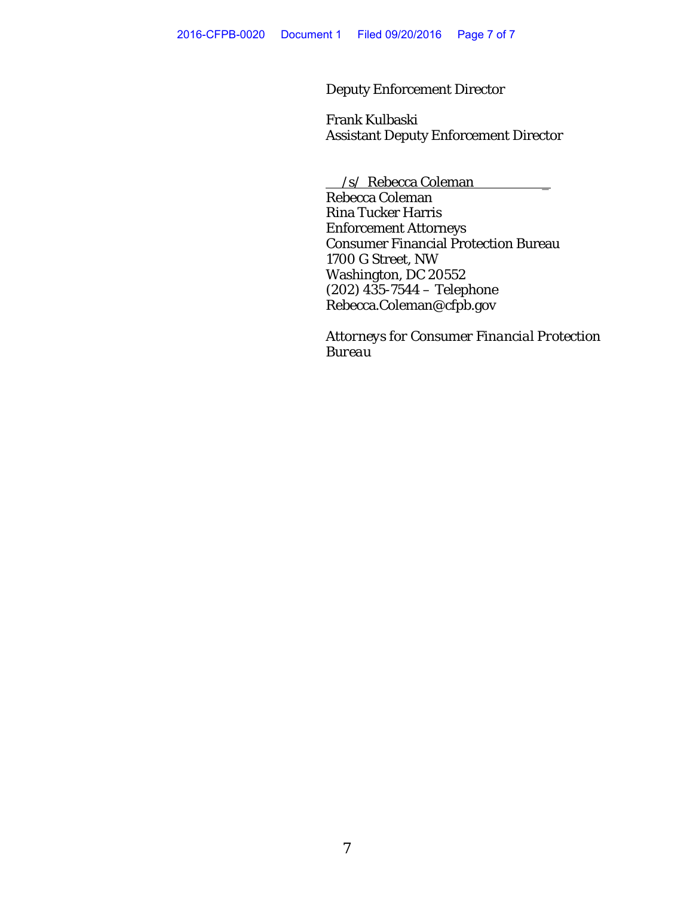Deputy Enforcement Director

Frank Kulbaski
Assistant Deputy Enforcement Director

/s/ Rebecca Coleman
Rebecca Coleman
Rina Tucker Harris
Enforcement Attorneys
Consumer Financial Protection Bureau
1700 G Street, NW
Washington, DC 20552
(202) 435-7544 – Telephone
Rebecca.Coleman@cfpb.gov

*Attorneys for Consumer Financial Protection Bureau*